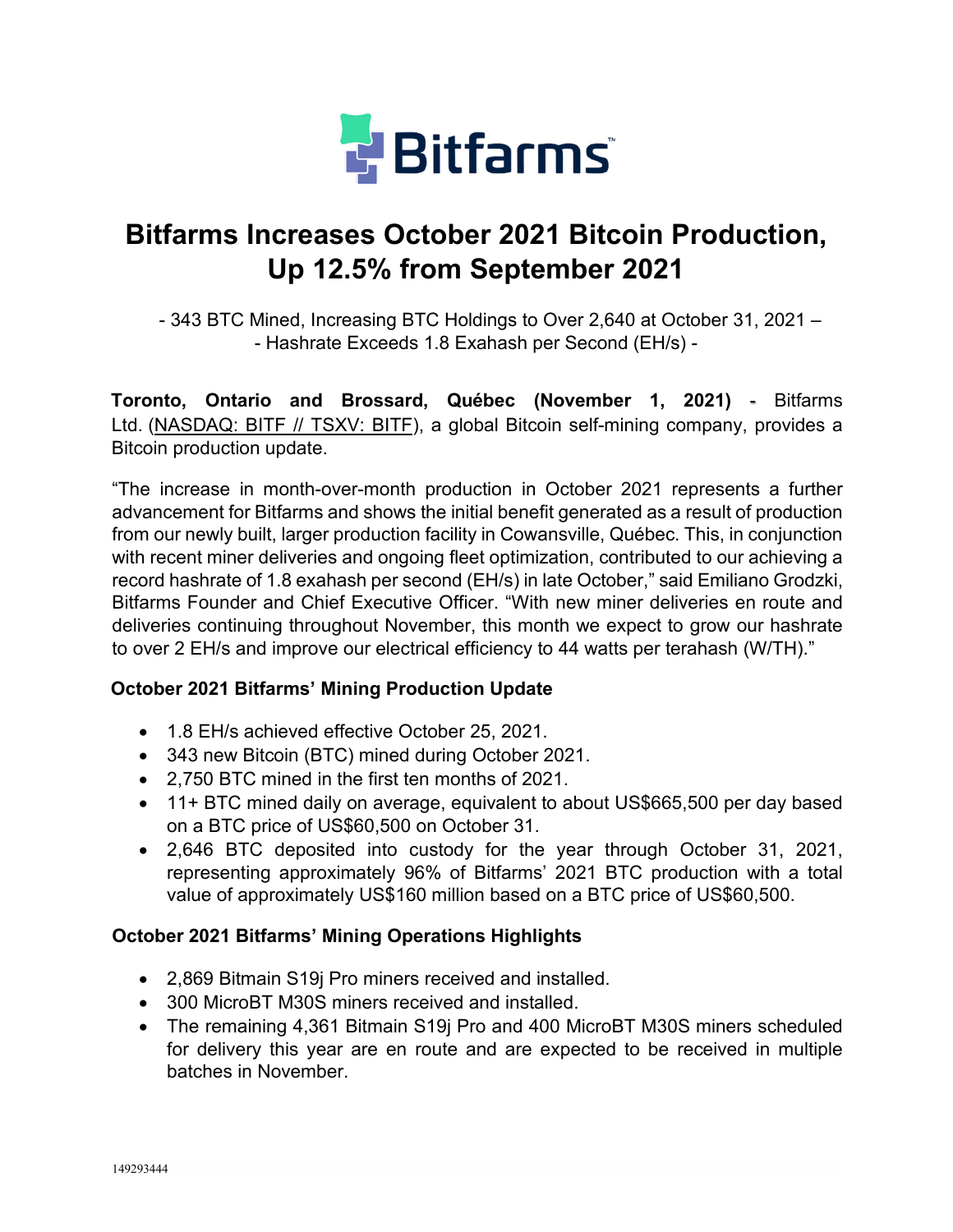# Bitfarms Increases October 2021 Bitcoin Production, Up 12.5% from September 2021

- 343 BTC Mined, Increasing BTC Holdings to Over 2,640 at October 31, 2021 –
- Hashrate Exceeds 1.8 Exahash per Second (EH/s) -

**Toronto, Ontario and Brossard, Québec (November 1, 2021) -** Bitfarms Ltd. (NASDAQ: BITF // TSXV: BITF), a global Bitcoin self-mining company, provides a Bitcoin production update.

"The increase in month-over-month production in October 2021 represents a further advancement for Bitfarms and shows the initial benefit generated as a result of production from our newly built, larger production facility in Cowansville, Québec. This, in conjunction with recent miner deliveries and ongoing fleet optimization, contributed to our achieving a record hashrate of 1.8 exahash per second (EH/s) in late October," said Emiliano Grodzki, Bitfarms Founder and Chief Executive Officer. "With new miner deliveries en route and deliveries continuing throughout November, this month we expect to grow our hashrate to over 2 EH/s and improve our electrical efficiency to 44 watts per terahash (W/TH)."

### October 2021 Bitfarms' Mining Production Update

- 1.8 EH/s achieved effective October 25, 2021.
- 343 new Bitcoin (BTC) mined during October 2021.
- 2,750 BTC mined in the first ten months of 2021.
- 11+ BTC mined daily on average, equivalent to about US$665,500 per day based on a BTC price of US$60,500 on October 31.
- 2,646 BTC deposited into custody for the year through October 31, 2021, representing approximately 96% of Bitfarms' 2021 BTC production with a total value of approximately US$160 million based on a BTC price of US$60,500.

### October 2021 Bitfarms' Mining Operations Highlights

- 2,869 Bitmain S19j Pro miners received and installed.
- 300 MicroBT M30S miners received and installed.
- The remaining 4,361 Bitmain S19j Pro and 400 MicroBT M30S miners scheduled for delivery this year are en route and are expected to be received in multiple batches in November.

149293444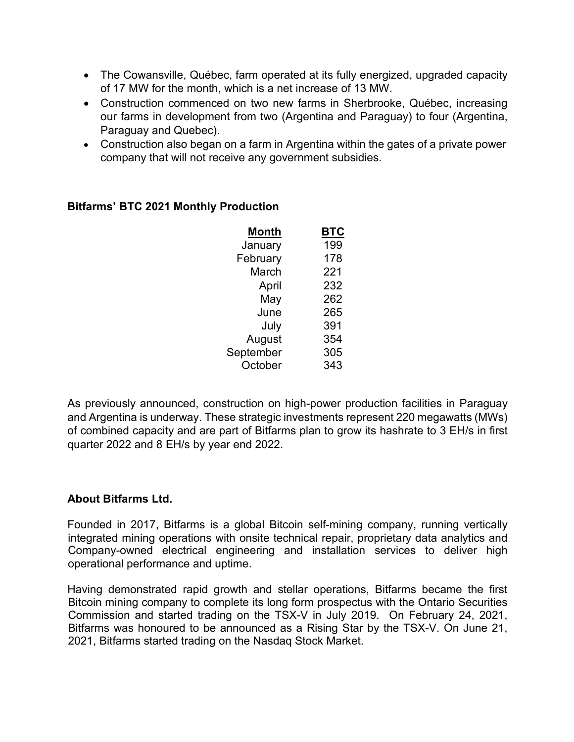- The Cowansville, Québec, farm operated at its fully energized, upgraded capacity of 17 MW for the month, which is a net increase of 13 MW.
- Construction commenced on two new farms in Sherbrooke, Québec, increasing our farms in development from two (Argentina and Paraguay) to four (Argentina, Paraguay and Quebec).
- Construction also began on a farm in Argentina within the gates of a private power company that will not receive any government subsidies.

**Bitfarms' BTC 2021 Monthly Production**

| Month | BTC |
|---|---|
| January | 199 |
| February | 178 |
| March | 221 |
| April | 232 |
| May | 262 |
| June | 265 |
| July | 391 |
| August | 354 |
| September | 305 |
| October | 343 |

As previously announced, construction on high-power production facilities in Paraguay and Argentina is underway. These strategic investments represent 220 megawatts (MWs) of combined capacity and are part of Bitfarms plan to grow its hashrate to 3 EH/s in first quarter 2022 and 8 EH/s by year end 2022.

**About Bitfarms Ltd.**

Founded in 2017, Bitfarms is a global Bitcoin self-mining company, running vertically integrated mining operations with onsite technical repair, proprietary data analytics and Company-owned electrical engineering and installation services to deliver high operational performance and uptime.

Having demonstrated rapid growth and stellar operations, Bitfarms became the first Bitcoin mining company to complete its long form prospectus with the Ontario Securities Commission and started trading on the TSX-V in July 2019. On February 24, 2021, Bitfarms was honoured to be announced as a Rising Star by the TSX-V. On June 21, 2021, Bitfarms started trading on the Nasdaq Stock Market.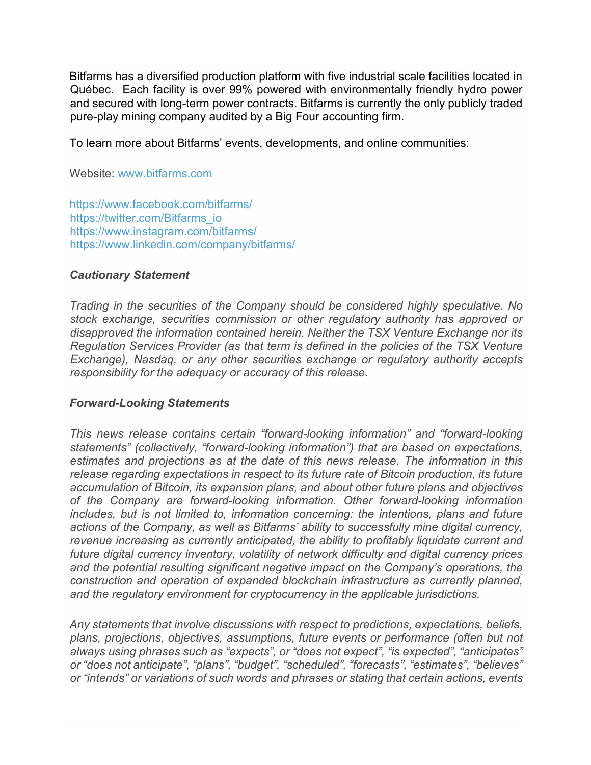Bitfarms has a diversified production platform with five industrial scale facilities located in Québec. Each facility is over 99% powered with environmentally friendly hydro power and secured with long-term power contracts. Bitfarms is currently the only publicly traded pure-play mining company audited by a Big Four accounting firm.

To learn more about Bitfarms' events, developments, and online communities:

Website: www.bitfarms.com

https://www.facebook.com/bitfarms/
https://twitter.com/Bitfarms_io
https://www.instagram.com/bitfarms/
https://www.linkedin.com/company/bitfarms/

### *Cautionary Statement*

*Trading in the securities of the Company should be considered highly speculative. No stock exchange, securities commission or other regulatory authority has approved or disapproved the information contained herein. Neither the TSX Venture Exchange nor its Regulation Services Provider (as that term is defined in the policies of the TSX Venture Exchange), Nasdaq, or any other securities exchange or regulatory authority accepts responsibility for the adequacy or accuracy of this release.*

### *Forward-Looking Statements*

*This news release contains certain "forward-looking information" and "forward-looking statements" (collectively, "forward-looking information") that are based on expectations, estimates and projections as at the date of this news release. The information in this release regarding expectations in respect to its future rate of Bitcoin production, its future accumulation of Bitcoin, its expansion plans, and about other future plans and objectives of the Company are forward-looking information. Other forward-looking information includes, but is not limited to, information concerning: the intentions, plans and future actions of the Company, as well as Bitfarms' ability to successfully mine digital currency, revenue increasing as currently anticipated, the ability to profitably liquidate current and future digital currency inventory, volatility of network difficulty and digital currency prices and the potential resulting significant negative impact on the Company's operations, the construction and operation of expanded blockchain infrastructure as currently planned, and the regulatory environment for cryptocurrency in the applicable jurisdictions.*

*Any statements that involve discussions with respect to predictions, expectations, beliefs, plans, projections, objectives, assumptions, future events or performance (often but not always using phrases such as "expects", or "does not expect", "is expected", "anticipates" or "does not anticipate", "plans", "budget", "scheduled", "forecasts", "estimates", "believes" or "intends" or variations of such words and phrases or stating that certain actions, events*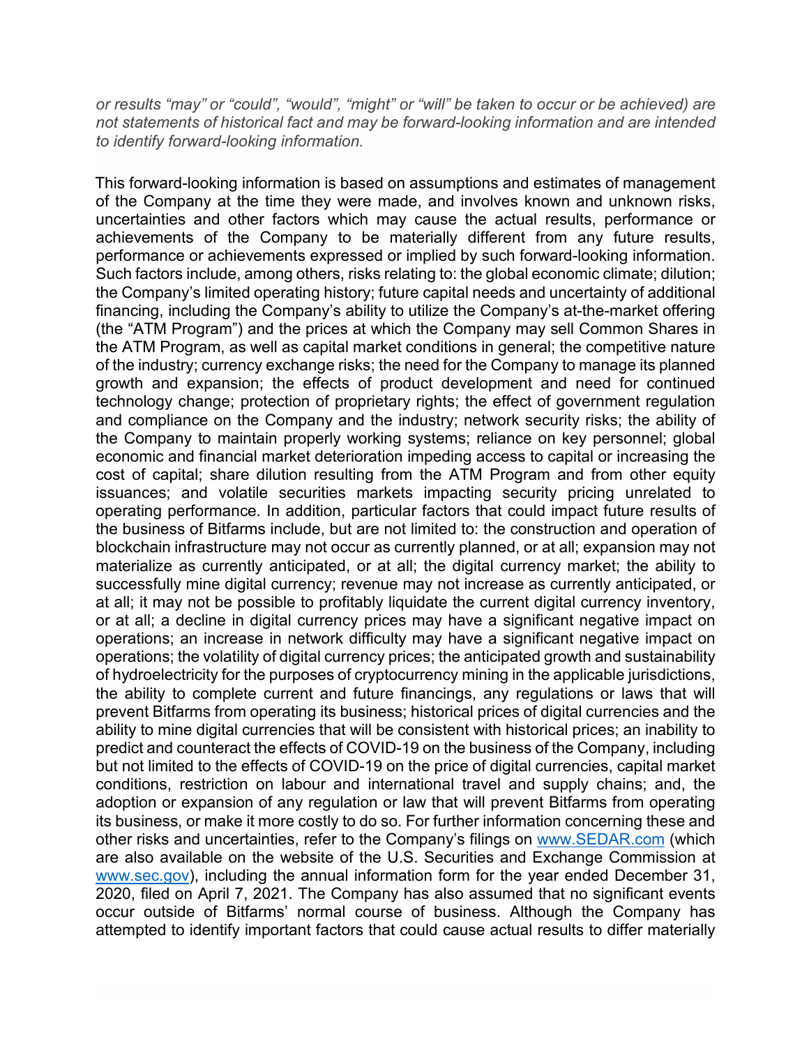*or results "may" or "could", "would", "might" or "will" be taken to occur or be achieved) are not statements of historical fact and may be forward-looking information and are intended to identify forward-looking information.*

This forward-looking information is based on assumptions and estimates of management of the Company at the time they were made, and involves known and unknown risks, uncertainties and other factors which may cause the actual results, performance or achievements of the Company to be materially different from any future results, performance or achievements expressed or implied by such forward-looking information. Such factors include, among others, risks relating to: the global economic climate; dilution; the Company's limited operating history; future capital needs and uncertainty of additional financing, including the Company's ability to utilize the Company's at-the-market offering (the "ATM Program") and the prices at which the Company may sell Common Shares in the ATM Program, as well as capital market conditions in general; the competitive nature of the industry; currency exchange risks; the need for the Company to manage its planned growth and expansion; the effects of product development and need for continued technology change; protection of proprietary rights; the effect of government regulation and compliance on the Company and the industry; network security risks; the ability of the Company to maintain properly working systems; reliance on key personnel; global economic and financial market deterioration impeding access to capital or increasing the cost of capital; share dilution resulting from the ATM Program and from other equity issuances; and volatile securities markets impacting security pricing unrelated to operating performance. In addition, particular factors that could impact future results of the business of Bitfarms include, but are not limited to: the construction and operation of blockchain infrastructure may not occur as currently planned, or at all; expansion may not materialize as currently anticipated, or at all; the digital currency market; the ability to successfully mine digital currency; revenue may not increase as currently anticipated, or at all; it may not be possible to profitably liquidate the current digital currency inventory, or at all; a decline in digital currency prices may have a significant negative impact on operations; an increase in network difficulty may have a significant negative impact on operations; the volatility of digital currency prices; the anticipated growth and sustainability of hydroelectricity for the purposes of cryptocurrency mining in the applicable jurisdictions, the ability to complete current and future financings, any regulations or laws that will prevent Bitfarms from operating its business; historical prices of digital currencies and the ability to mine digital currencies that will be consistent with historical prices; an inability to predict and counteract the effects of COVID-19 on the business of the Company, including but not limited to the effects of COVID-19 on the price of digital currencies, capital market conditions, restriction on labour and international travel and supply chains; and, the adoption or expansion of any regulation or law that will prevent Bitfarms from operating its business, or make it more costly to do so. For further information concerning these and other risks and uncertainties, refer to the Company's filings on [www.SEDAR.com](http://www.SEDAR.com) (which are also available on the website of the U.S. Securities and Exchange Commission at [www.sec.gov](http://www.sec.gov)), including the annual information form for the year ended December 31, 2020, filed on April 7, 2021. The Company has also assumed that no significant events occur outside of Bitfarms' normal course of business. Although the Company has attempted to identify important factors that could cause actual results to differ materially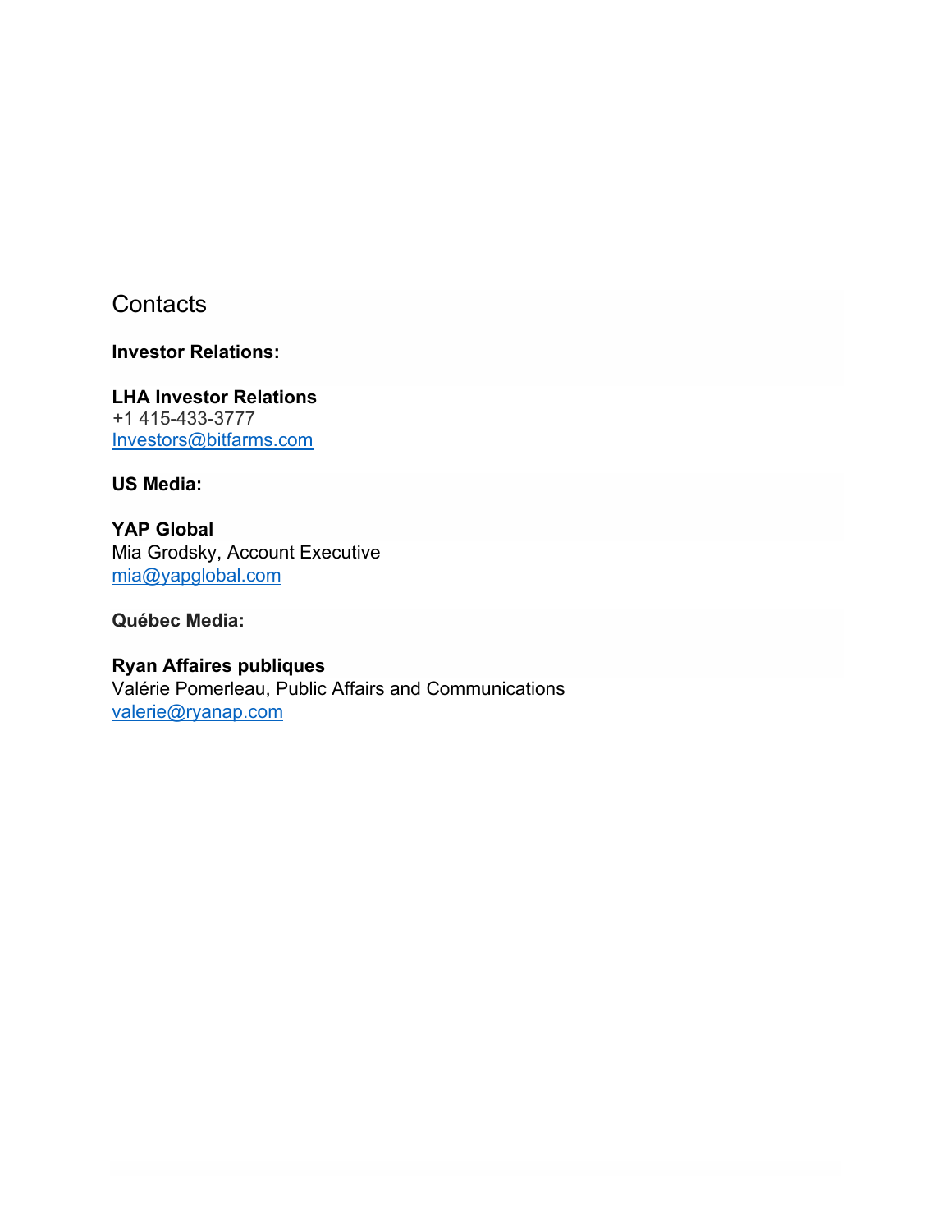## Contacts

**Investor Relations:**

**LHA Investor Relations**
+1 415-433-3777
Investors@bitfarms.com

**US Media:**

**YAP Global**
Mia Grodsky, Account Executive
mia@yapglobal.com

**Québec Media:**

**Ryan Affaires publiques**
Valérie Pomerleau, Public Affairs and Communications
valerie@ryanap.com